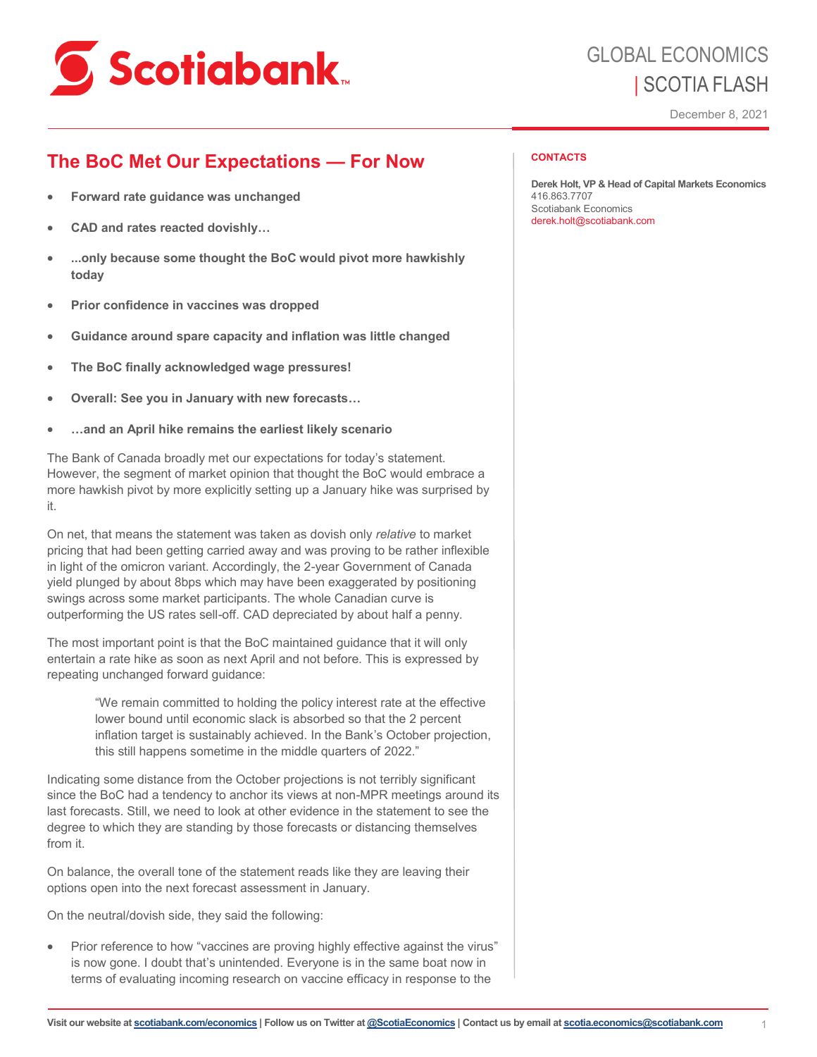GLOBAL ECONOMICS
| SCOTIA FLASH

December 8, 2021

# The BoC Met Our Expectations — For Now

- **Forward rate guidance was unchanged**
- **CAD and rates reacted dovishly…**
- **...only because some thought the BoC would pivot more hawkishly today**
- **Prior confidence in vaccines was dropped**
- **Guidance around spare capacity and inflation was little changed**
- **The BoC finally acknowledged wage pressures!**
- **Overall: See you in January with new forecasts…**
- **…and an April hike remains the earliest likely scenario**

**CONTACTS**

**Derek Holt, VP & Head of Capital Markets Economics**
416.863.7707
Scotiabank Economics
derek.holt@scotiabank.com

The Bank of Canada broadly met our expectations for today's statement. However, the segment of market opinion that thought the BoC would embrace a more hawkish pivot by more explicitly setting up a January hike was surprised by it.

On net, that means the statement was taken as dovish only *relative* to market pricing that had been getting carried away and was proving to be rather inflexible in light of the omicron variant. Accordingly, the 2-year Government of Canada yield plunged by about 8bps which may have been exaggerated by positioning swings across some market participants. The whole Canadian curve is outperforming the US rates sell-off. CAD depreciated by about half a penny.

The most important point is that the BoC maintained guidance that it will only entertain a rate hike as soon as next April and not before. This is expressed by repeating unchanged forward guidance:

> "We remain committed to holding the policy interest rate at the effective lower bound until economic slack is absorbed so that the 2 percent inflation target is sustainably achieved. In the Bank's October projection, this still happens sometime in the middle quarters of 2022."

Indicating some distance from the October projections is not terribly significant since the BoC had a tendency to anchor its views at non-MPR meetings around its last forecasts. Still, we need to look at other evidence in the statement to see the degree to which they are standing by those forecasts or distancing themselves from it.

On balance, the overall tone of the statement reads like they are leaving their options open into the next forecast assessment in January.

On the neutral/dovish side, they said the following:

- Prior reference to how "vaccines are proving highly effective against the virus" is now gone. I doubt that's unintended. Everyone is in the same boat now in terms of evaluating incoming research on vaccine efficacy in response to the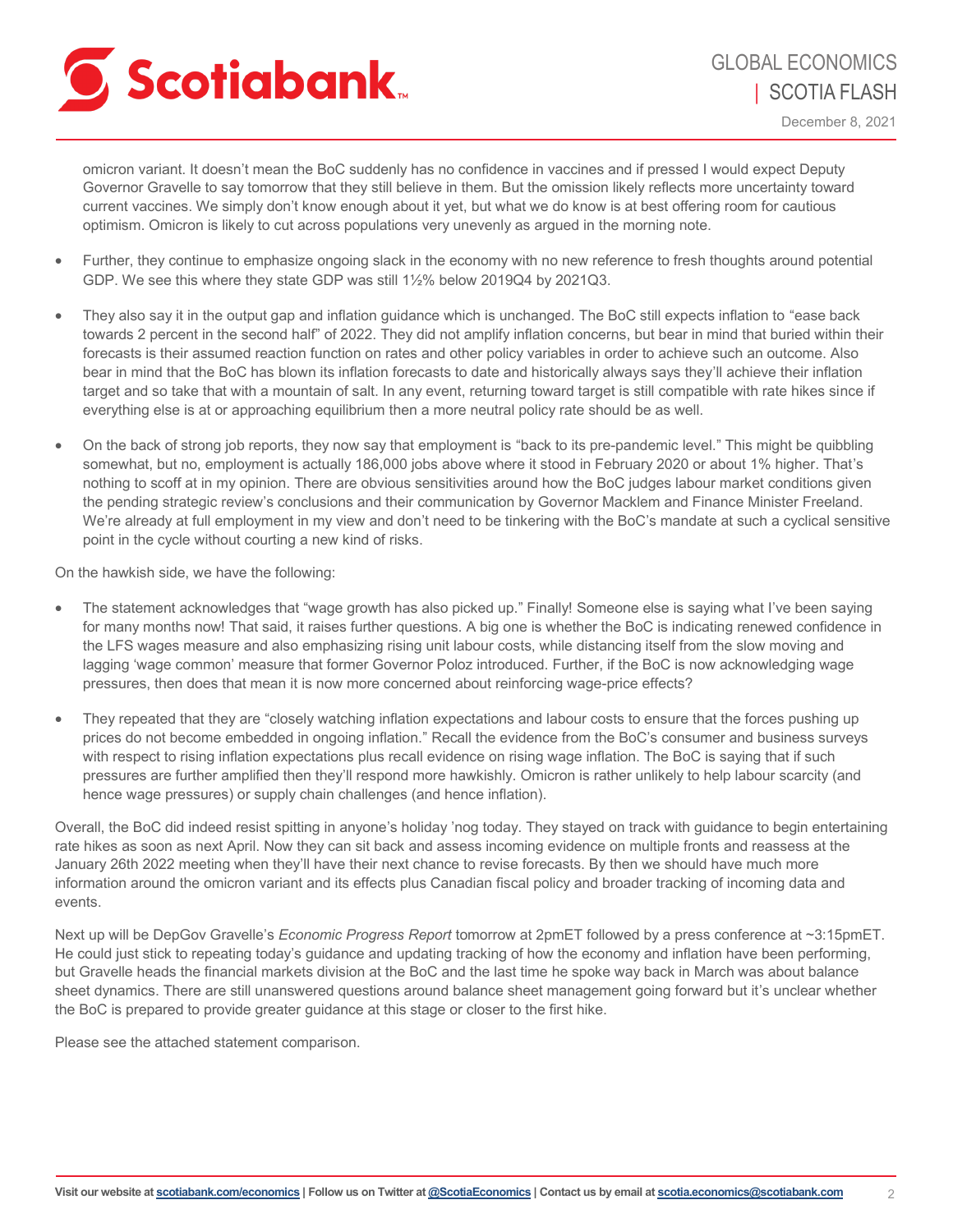omicron variant. It doesn't mean the BoC suddenly has no confidence in vaccines and if pressed I would expect Deputy Governor Gravelle to say tomorrow that they still believe in them. But the omission likely reflects more uncertainty toward current vaccines. We simply don't know enough about it yet, but what we do know is at best offering room for cautious optimism. Omicron is likely to cut across populations very unevenly as argued in the morning note.

- Further, they continue to emphasize ongoing slack in the economy with no new reference to fresh thoughts around potential GDP. We see this where they state GDP was still 1½% below 2019Q4 by 2021Q3.
- They also say it in the output gap and inflation guidance which is unchanged. The BoC still expects inflation to "ease back towards 2 percent in the second half" of 2022. They did not amplify inflation concerns, but bear in mind that buried within their forecasts is their assumed reaction function on rates and other policy variables in order to achieve such an outcome. Also bear in mind that the BoC has blown its inflation forecasts to date and historically always says they'll achieve their inflation target and so take that with a mountain of salt. In any event, returning toward target is still compatible with rate hikes since if everything else is at or approaching equilibrium then a more neutral policy rate should be as well.
- On the back of strong job reports, they now say that employment is "back to its pre-pandemic level." This might be quibbling somewhat, but no, employment is actually 186,000 jobs above where it stood in February 2020 or about 1% higher. That's nothing to scoff at in my opinion. There are obvious sensitivities around how the BoC judges labour market conditions given the pending strategic review's conclusions and their communication by Governor Macklem and Finance Minister Freeland. We're already at full employment in my view and don't need to be tinkering with the BoC's mandate at such a cyclical sensitive point in the cycle without courting a new kind of risks.

On the hawkish side, we have the following:

- The statement acknowledges that "wage growth has also picked up." Finally! Someone else is saying what I've been saying for many months now! That said, it raises further questions. A big one is whether the BoC is indicating renewed confidence in the LFS wages measure and also emphasizing rising unit labour costs, while distancing itself from the slow moving and lagging 'wage common' measure that former Governor Poloz introduced. Further, if the BoC is now acknowledging wage pressures, then does that mean it is now more concerned about reinforcing wage-price effects?
- They repeated that they are "closely watching inflation expectations and labour costs to ensure that the forces pushing up prices do not become embedded in ongoing inflation." Recall the evidence from the BoC's consumer and business surveys with respect to rising inflation expectations plus recall evidence on rising wage inflation. The BoC is saying that if such pressures are further amplified then they'll respond more hawkishly. Omicron is rather unlikely to help labour scarcity (and hence wage pressures) or supply chain challenges (and hence inflation).

Overall, the BoC did indeed resist spitting in anyone's holiday 'nog today. They stayed on track with guidance to begin entertaining rate hikes as soon as next April. Now they can sit back and assess incoming evidence on multiple fronts and reassess at the January 26th 2022 meeting when they'll have their next chance to revise forecasts. By then we should have much more information around the omicron variant and its effects plus Canadian fiscal policy and broader tracking of incoming data and events.

Next up will be DepGov Gravelle's *Economic Progress Report* tomorrow at 2pmET followed by a press conference at ~3:15pmET. He could just stick to repeating today's guidance and updating tracking of how the economy and inflation have been performing, but Gravelle heads the financial markets division at the BoC and the last time he spoke way back in March was about balance sheet dynamics. There are still unanswered questions around balance sheet management going forward but it's unclear whether the BoC is prepared to provide greater guidance at this stage or closer to the first hike.

Please see the attached statement comparison.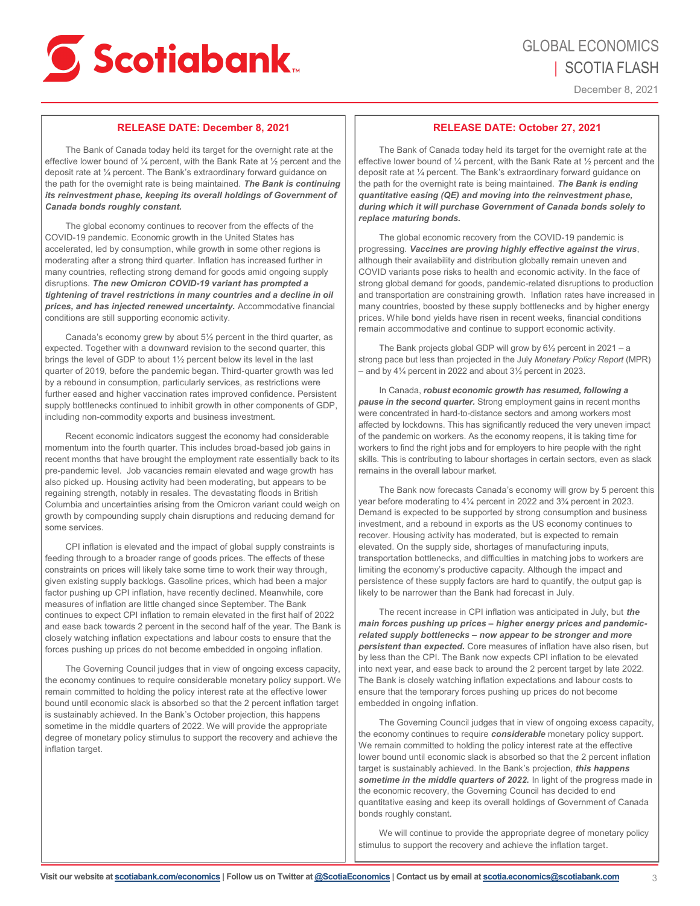## RELEASE DATE: December 8, 2021

The Bank of Canada today held its target for the overnight rate at the effective lower bound of ¼ percent, with the Bank Rate at ½ percent and the deposit rate at ¼ percent. The Bank's extraordinary forward guidance on the path for the overnight rate is being maintained. ***The Bank is continuing its reinvestment phase, keeping its overall holdings of Government of Canada bonds roughly constant.***

The global economy continues to recover from the effects of the COVID-19 pandemic. Economic growth in the United States has accelerated, led by consumption, while growth in some other regions is moderating after a strong third quarter. Inflation has increased further in many countries, reflecting strong demand for goods amid ongoing supply disruptions. ***The new Omicron COVID-19 variant has prompted a tightening of travel restrictions in many countries and a decline in oil prices, and has injected renewed uncertainty.*** Accommodative financial conditions are still supporting economic activity.

Canada's economy grew by about 5½ percent in the third quarter, as expected. Together with a downward revision to the second quarter, this brings the level of GDP to about 1½ percent below its level in the last quarter of 2019, before the pandemic began. Third-quarter growth was led by a rebound in consumption, particularly services, as restrictions were further eased and higher vaccination rates improved confidence. Persistent supply bottlenecks continued to inhibit growth in other components of GDP, including non-commodity exports and business investment.

Recent economic indicators suggest the economy had considerable momentum into the fourth quarter. This includes broad-based job gains in recent months that have brought the employment rate essentially back to its pre-pandemic level. Job vacancies remain elevated and wage growth has also picked up. Housing activity had been moderating, but appears to be regaining strength, notably in resales. The devastating floods in British Columbia and uncertainties arising from the Omicron variant could weigh on growth by compounding supply chain disruptions and reducing demand for some services.

CPI inflation is elevated and the impact of global supply constraints is feeding through to a broader range of goods prices. The effects of these constraints on prices will likely take some time to work their way through, given existing supply backlogs. Gasoline prices, which had been a major factor pushing up CPI inflation, have recently declined. Meanwhile, core measures of inflation are little changed since September. The Bank continues to expect CPI inflation to remain elevated in the first half of 2022 and ease back towards 2 percent in the second half of the year. The Bank is closely watching inflation expectations and labour costs to ensure that the forces pushing up prices do not become embedded in ongoing inflation.

The Governing Council judges that in view of ongoing excess capacity, the economy continues to require considerable monetary policy support. We remain committed to holding the policy interest rate at the effective lower bound until economic slack is absorbed so that the 2 percent inflation target is sustainably achieved. In the Bank's October projection, this happens sometime in the middle quarters of 2022. We will provide the appropriate degree of monetary policy stimulus to support the recovery and achieve the inflation target.

## RELEASE DATE: October 27, 2021

The Bank of Canada today held its target for the overnight rate at the effective lower bound of ¼ percent, with the Bank Rate at ½ percent and the deposit rate at ¼ percent. The Bank's extraordinary forward guidance on the path for the overnight rate is being maintained. ***The Bank is ending quantitative easing (QE) and moving into the reinvestment phase, during which it will purchase Government of Canada bonds solely to replace maturing bonds.***

The global economic recovery from the COVID-19 pandemic is progressing. ***Vaccines are proving highly effective against the virus***, although their availability and distribution globally remain uneven and COVID variants pose risks to health and economic activity. In the face of strong global demand for goods, pandemic-related disruptions to production and transportation are constraining growth. Inflation rates have increased in many countries, boosted by these supply bottlenecks and by higher energy prices. While bond yields have risen in recent weeks, financial conditions remain accommodative and continue to support economic activity.

The Bank projects global GDP will grow by 6½ percent in 2021 – a strong pace but less than projected in the July *Monetary Policy Report* (MPR) – and by 4¼ percent in 2022 and about 3½ percent in 2023.

In Canada, ***robust economic growth has resumed, following a pause in the second quarter.*** Strong employment gains in recent months were concentrated in hard-to-distance sectors and among workers most affected by lockdowns. This has significantly reduced the very uneven impact of the pandemic on workers. As the economy reopens, it is taking time for workers to find the right jobs and for employers to hire people with the right skills. This is contributing to labour shortages in certain sectors, even as slack remains in the overall labour market.

The Bank now forecasts Canada's economy will grow by 5 percent this year before moderating to 4¼ percent in 2022 and 3¾ percent in 2023. Demand is expected to be supported by strong consumption and business investment, and a rebound in exports as the US economy continues to recover. Housing activity has moderated, but is expected to remain elevated. On the supply side, shortages of manufacturing inputs, transportation bottlenecks, and difficulties in matching jobs to workers are limiting the economy's productive capacity. Although the impact and persistence of these supply factors are hard to quantify, the output gap is likely to be narrower than the Bank had forecast in July.

The recent increase in CPI inflation was anticipated in July, but ***the main forces pushing up prices – higher energy prices and pandemic-related supply bottlenecks – now appear to be stronger and more persistent than expected.*** Core measures of inflation have also risen, but by less than the CPI. The Bank now expects CPI inflation to be elevated into next year, and ease back to around the 2 percent target by late 2022. The Bank is closely watching inflation expectations and labour costs to ensure that the temporary forces pushing up prices do not become embedded in ongoing inflation.

The Governing Council judges that in view of ongoing excess capacity, the economy continues to require ***considerable*** monetary policy support. We remain committed to holding the policy interest rate at the effective lower bound until economic slack is absorbed so that the 2 percent inflation target is sustainably achieved. In the Bank's projection, ***this happens sometime in the middle quarters of 2022.*** In light of the progress made in the economic recovery, the Governing Council has decided to end quantitative easing and keep its overall holdings of Government of Canada bonds roughly constant.

We will continue to provide the appropriate degree of monetary policy stimulus to support the recovery and achieve the inflation target.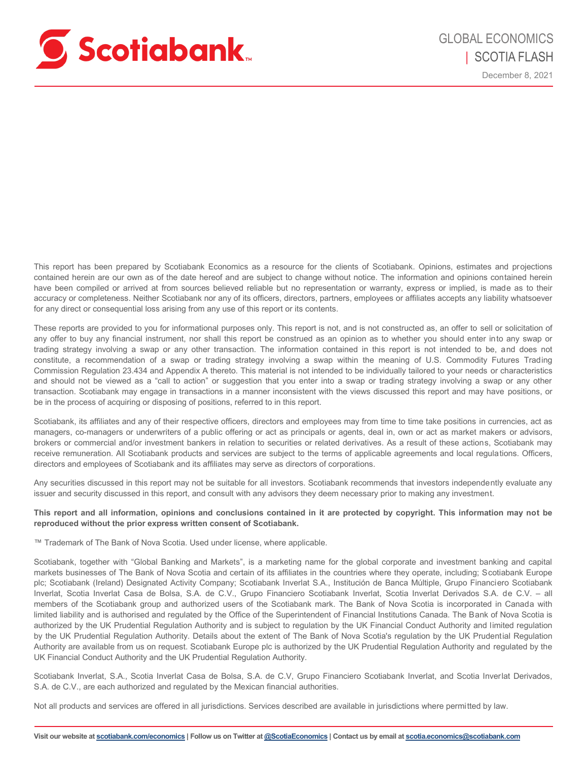This report has been prepared by Scotiabank Economics as a resource for the clients of Scotiabank. Opinions, estimates and projections contained herein are our own as of the date hereof and are subject to change without notice. The information and opinions contained herein have been compiled or arrived at from sources believed reliable but no representation or warranty, express or implied, is made as to their accuracy or completeness. Neither Scotiabank nor any of its officers, directors, partners, employees or affiliates accepts any liability whatsoever for any direct or consequential loss arising from any use of this report or its contents.

These reports are provided to you for informational purposes only. This report is not, and is not constructed as, an offer to sell or solicitation of any offer to buy any financial instrument, nor shall this report be construed as an opinion as to whether you should enter into any swap or trading strategy involving a swap or any other transaction. The information contained in this report is not intended to be, and does not constitute, a recommendation of a swap or trading strategy involving a swap within the meaning of U.S. Commodity Futures Trading Commission Regulation 23.434 and Appendix A thereto. This material is not intended to be individually tailored to your needs or characteristics and should not be viewed as a "call to action" or suggestion that you enter into a swap or trading strategy involving a swap or any other transaction. Scotiabank may engage in transactions in a manner inconsistent with the views discussed this report and may have positions, or be in the process of acquiring or disposing of positions, referred to in this report.

Scotiabank, its affiliates and any of their respective officers, directors and employees may from time to time take positions in currencies, act as managers, co-managers or underwriters of a public offering or act as principals or agents, deal in, own or act as market makers or advisors, brokers or commercial and/or investment bankers in relation to securities or related derivatives. As a result of these actions, Scotiabank may receive remuneration. All Scotiabank products and services are subject to the terms of applicable agreements and local regulations. Officers, directors and employees of Scotiabank and its affiliates may serve as directors of corporations.

Any securities discussed in this report may not be suitable for all investors. Scotiabank recommends that investors independently evaluate any issuer and security discussed in this report, and consult with any advisors they deem necessary prior to making any investment.

**This report and all information, opinions and conclusions contained in it are protected by copyright. This information may not be reproduced without the prior express written consent of Scotiabank.**

™ Trademark of The Bank of Nova Scotia. Used under license, where applicable.

Scotiabank, together with "Global Banking and Markets", is a marketing name for the global corporate and investment banking and capital markets businesses of The Bank of Nova Scotia and certain of its affiliates in the countries where they operate, including; Scotiabank Europe plc; Scotiabank (Ireland) Designated Activity Company; Scotiabank Inverlat S.A., Institución de Banca Múltiple, Grupo Financiero Scotiabank Inverlat, Scotia Inverlat Casa de Bolsa, S.A. de C.V., Grupo Financiero Scotiabank Inverlat, Scotia Inverlat Derivados S.A. de C.V. – all members of the Scotiabank group and authorized users of the Scotiabank mark. The Bank of Nova Scotia is incorporated in Canada with limited liability and is authorised and regulated by the Office of the Superintendent of Financial Institutions Canada. The Bank of Nova Scotia is authorized by the UK Prudential Regulation Authority and is subject to regulation by the UK Financial Conduct Authority and limited regulation by the UK Prudential Regulation Authority. Details about the extent of The Bank of Nova Scotia's regulation by the UK Prudential Regulation Authority are available from us on request. Scotiabank Europe plc is authorized by the UK Prudential Regulation Authority and regulated by the UK Financial Conduct Authority and the UK Prudential Regulation Authority.

Scotiabank Inverlat, S.A., Scotia Inverlat Casa de Bolsa, S.A. de C.V, Grupo Financiero Scotiabank Inverlat, and Scotia Inverlat Derivados, S.A. de C.V., are each authorized and regulated by the Mexican financial authorities.

Not all products and services are offered in all jurisdictions. Services described are available in jurisdictions where permitted by law.